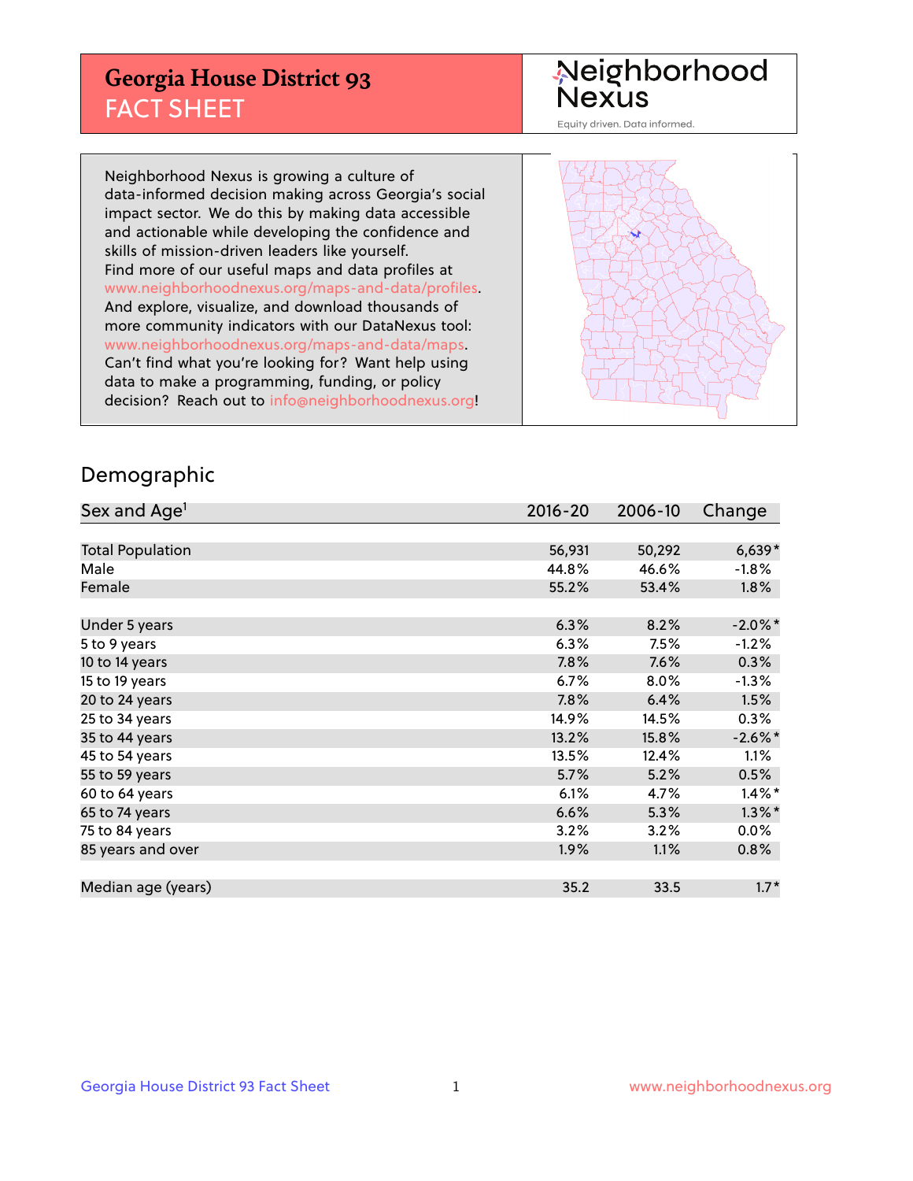# Georgia House District 93
## FACT SHEET

Neighborhood Nexus
Equity driven. Data informed.

Neighborhood Nexus is growing a culture of data-informed decision making across Georgia's social impact sector. We do this by making data accessible and actionable while developing the confidence and skills of mission-driven leaders like yourself. Find more of our useful maps and data profiles at www.neighborhoodnexus.org/maps-and-data/profiles. And explore, visualize, and download thousands of more community indicators with our DataNexus tool: www.neighborhoodnexus.org/maps-and-data/maps. Can't find what you're looking for? Want help using data to make a programming, funding, or policy decision? Reach out to info@neighborhoodnexus.org!

## Demographic

| Sex and Age[1] | 2016-20 | 2006-10 | Change |
|---|---|---|---|
| Total Population | 56,931 | 50,292 | 6,639* |
| Male | 44.8% | 46.6% | -1.8% |
| Female | 55.2% | 53.4% | 1.8% |
| | | | |
| Under 5 years | 6.3% | 8.2% | -2.0%* |
| 5 to 9 years | 6.3% | 7.5% | -1.2% |
| 10 to 14 years | 7.8% | 7.6% | 0.3% |
| 15 to 19 years | 6.7% | 8.0% | -1.3% |
| 20 to 24 years | 7.8% | 6.4% | 1.5% |
| 25 to 34 years | 14.9% | 14.5% | 0.3% |
| 35 to 44 years | 13.2% | 15.8% | -2.6%* |
| 45 to 54 years | 13.5% | 12.4% | 1.1% |
| 55 to 59 years | 5.7% | 5.2% | 0.5% |
| 60 to 64 years | 6.1% | 4.7% | 1.4%* |
| 65 to 74 years | 6.6% | 5.3% | 1.3%* |
| 75 to 84 years | 3.2% | 3.2% | 0.0% |
| 85 years and over | 1.9% | 1.1% | 0.8% |
| | | | |
| Median age (years) | 35.2 | 33.5 | 1.7* |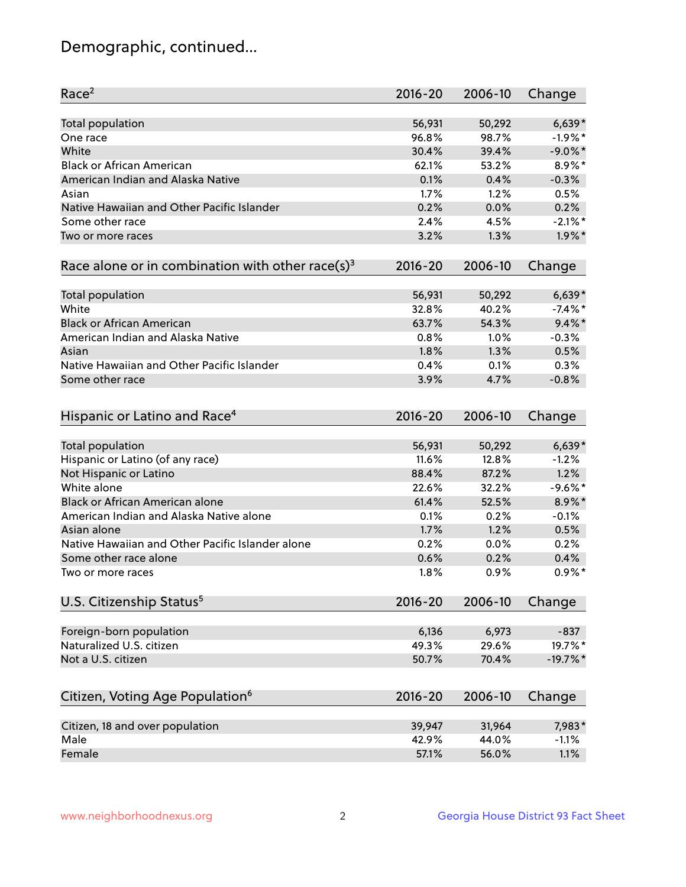# Demographic, continued...

| Race[2] | 2016-20 | 2006-10 | Change |
|---|---|---|---|
| Total population | 56,931 | 50,292 | 6,639* |
| One race | 96.8% | 98.7% | -1.9%* |
| White | 30.4% | 39.4% | -9.0%* |
| Black or African American | 62.1% | 53.2% | 8.9%* |
| American Indian and Alaska Native | 0.1% | 0.4% | -0.3% |
| Asian | 1.7% | 1.2% | 0.5% |
| Native Hawaiian and Other Pacific Islander | 0.2% | 0.0% | 0.2% |
| Some other race | 2.4% | 4.5% | -2.1%* |
| Two or more races | 3.2% | 1.3% | 1.9%* |

| Race alone or in combination with other race(s)[3] | 2016-20 | 2006-10 | Change |
|---|---|---|---|
| Total population | 56,931 | 50,292 | 6,639* |
| White | 32.8% | 40.2% | -7.4%* |
| Black or African American | 63.7% | 54.3% | 9.4%* |
| American Indian and Alaska Native | 0.8% | 1.0% | -0.3% |
| Asian | 1.8% | 1.3% | 0.5% |
| Native Hawaiian and Other Pacific Islander | 0.4% | 0.1% | 0.3% |
| Some other race | 3.9% | 4.7% | -0.8% |

| Hispanic or Latino and Race[4] | 2016-20 | 2006-10 | Change |
|---|---|---|---|
| Total population | 56,931 | 50,292 | 6,639* |
| Hispanic or Latino (of any race) | 11.6% | 12.8% | -1.2% |
| Not Hispanic or Latino | 88.4% | 87.2% | 1.2% |
| White alone | 22.6% | 32.2% | -9.6%* |
| Black or African American alone | 61.4% | 52.5% | 8.9%* |
| American Indian and Alaska Native alone | 0.1% | 0.2% | -0.1% |
| Asian alone | 1.7% | 1.2% | 0.5% |
| Native Hawaiian and Other Pacific Islander alone | 0.2% | 0.0% | 0.2% |
| Some other race alone | 0.6% | 0.2% | 0.4% |
| Two or more races | 1.8% | 0.9% | 0.9%* |

| U.S. Citizenship Status[5] | 2016-20 | 2006-10 | Change |
|---|---|---|---|
| Foreign-born population | 6,136 | 6,973 | -837 |
| Naturalized U.S. citizen | 49.3% | 29.6% | 19.7%* |
| Not a U.S. citizen | 50.7% | 70.4% | -19.7%* |

| Citizen, Voting Age Population[6] | 2016-20 | 2006-10 | Change |
|---|---|---|---|
| Citizen, 18 and over population | 39,947 | 31,964 | 7,983* |
| Male | 42.9% | 44.0% | -1.1% |
| Female | 57.1% | 56.0% | 1.1% |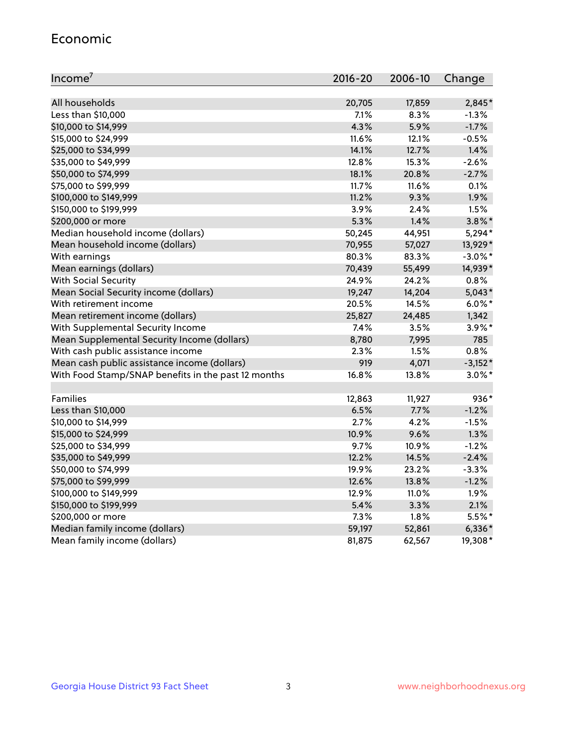## Economic

| Income[7] | 2016-20 | 2006-10 | Change |
|---|---|---|---|
| All households | 20,705 | 17,859 | 2,845* |
| Less than $10,000 | 7.1% | 8.3% | -1.3% |
| $10,000 to $14,999 | 4.3% | 5.9% | -1.7% |
| $15,000 to $24,999 | 11.6% | 12.1% | -0.5% |
| $25,000 to $34,999 | 14.1% | 12.7% | 1.4% |
| $35,000 to $49,999 | 12.8% | 15.3% | -2.6% |
| $50,000 to $74,999 | 18.1% | 20.8% | -2.7% |
| $75,000 to $99,999 | 11.7% | 11.6% | 0.1% |
| $100,000 to $149,999 | 11.2% | 9.3% | 1.9% |
| $150,000 to $199,999 | 3.9% | 2.4% | 1.5% |
| $200,000 or more | 5.3% | 1.4% | 3.8%* |
| Median household income (dollars) | 50,245 | 44,951 | 5,294* |
| Mean household income (dollars) | 70,955 | 57,027 | 13,929* |
| With earnings | 80.3% | 83.3% | -3.0%* |
| Mean earnings (dollars) | 70,439 | 55,499 | 14,939* |
| With Social Security | 24.9% | 24.2% | 0.8% |
| Mean Social Security income (dollars) | 19,247 | 14,204 | 5,043* |
| With retirement income | 20.5% | 14.5% | 6.0%* |
| Mean retirement income (dollars) | 25,827 | 24,485 | 1,342 |
| With Supplemental Security Income | 7.4% | 3.5% | 3.9%* |
| Mean Supplemental Security Income (dollars) | 8,780 | 7,995 | 785 |
| With cash public assistance income | 2.3% | 1.5% | 0.8% |
| Mean cash public assistance income (dollars) | 919 | 4,071 | -3,152* |
| With Food Stamp/SNAP benefits in the past 12 months | 16.8% | 13.8% | 3.0%* |
| | | | |
| Families | 12,863 | 11,927 | 936* |
| Less than $10,000 | 6.5% | 7.7% | -1.2% |
| $10,000 to $14,999 | 2.7% | 4.2% | -1.5% |
| $15,000 to $24,999 | 10.9% | 9.6% | 1.3% |
| $25,000 to $34,999 | 9.7% | 10.9% | -1.2% |
| $35,000 to $49,999 | 12.2% | 14.5% | -2.4% |
| $50,000 to $74,999 | 19.9% | 23.2% | -3.3% |
| $75,000 to $99,999 | 12.6% | 13.8% | -1.2% |
| $100,000 to $149,999 | 12.9% | 11.0% | 1.9% |
| $150,000 to $199,999 | 5.4% | 3.3% | 2.1% |
| $200,000 or more | 7.3% | 1.8% | 5.5%* |
| Median family income (dollars) | 59,197 | 52,861 | 6,336* |
| Mean family income (dollars) | 81,875 | 62,567 | 19,308* |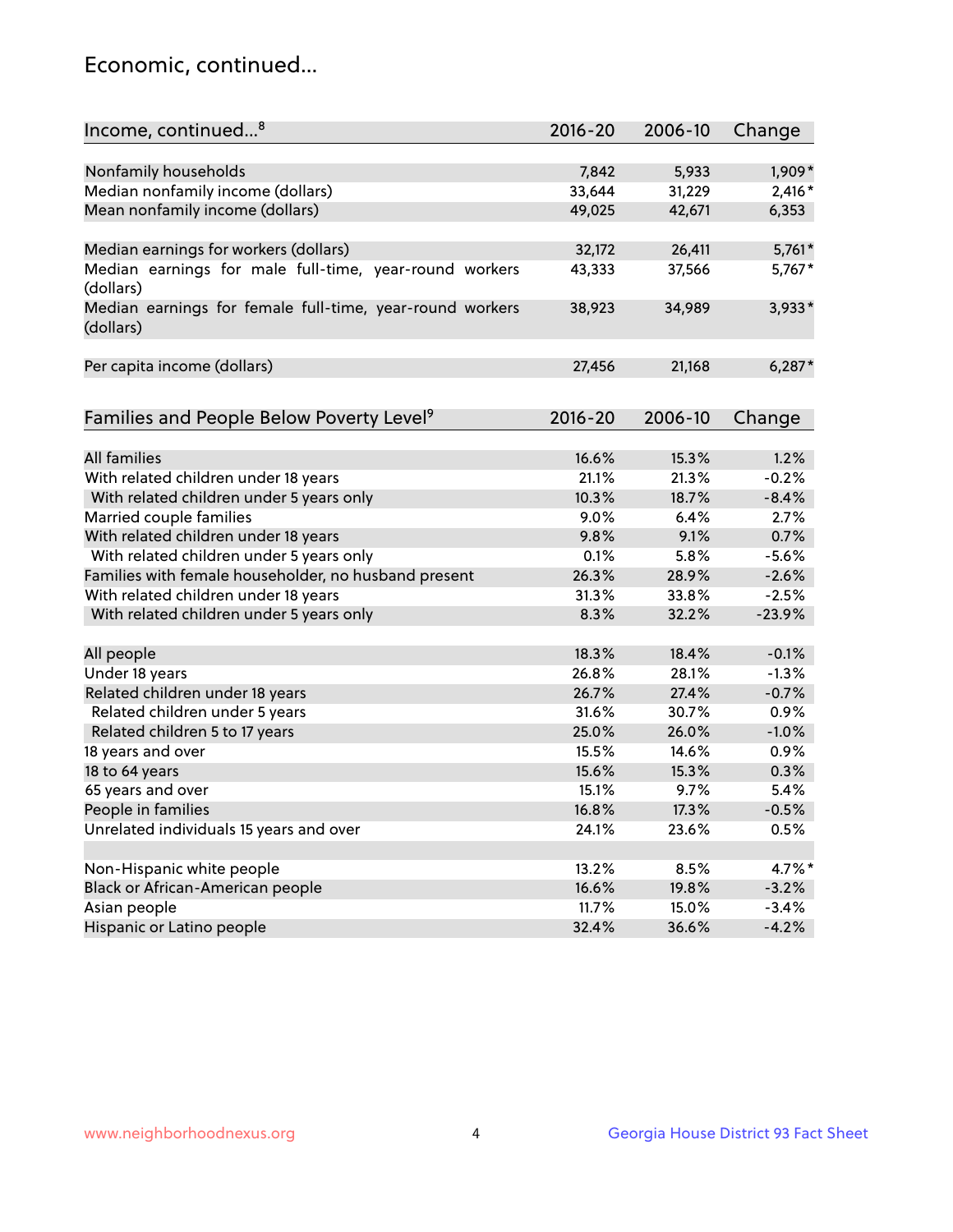## Economic, continued...

| Income, continued...[8] | 2016-20 | 2006-10 | Change |
|---|---|---|---|
| Nonfamily households | 7,842 | 5,933 | 1,909* |
| Median nonfamily income (dollars) | 33,644 | 31,229 | 2,416* |
| Mean nonfamily income (dollars) | 49,025 | 42,671 | 6,353 |
| Median earnings for workers (dollars) | 32,172 | 26,411 | 5,761* |
| Median earnings for male full-time, year-round workers (dollars) | 43,333 | 37,566 | 5,767* |
| Median earnings for female full-time, year-round workers (dollars) | 38,923 | 34,989 | 3,933* |
| Per capita income (dollars) | 27,456 | 21,168 | 6,287* |

| Families and People Below Poverty Level[9] | 2016-20 | 2006-10 | Change |
|---|---|---|---|
| All families | 16.6% | 15.3% | 1.2% |
| With related children under 18 years | 21.1% | 21.3% | -0.2% |
| With related children under 5 years only | 10.3% | 18.7% | -8.4% |
| Married couple families | 9.0% | 6.4% | 2.7% |
| With related children under 18 years | 9.8% | 9.1% | 0.7% |
| With related children under 5 years only | 0.1% | 5.8% | -5.6% |
| Families with female householder, no husband present | 26.3% | 28.9% | -2.6% |
| With related children under 18 years | 31.3% | 33.8% | -2.5% |
| With related children under 5 years only | 8.3% | 32.2% | -23.9% |
| All people | 18.3% | 18.4% | -0.1% |
| Under 18 years | 26.8% | 28.1% | -1.3% |
| Related children under 18 years | 26.7% | 27.4% | -0.7% |
| Related children under 5 years | 31.6% | 30.7% | 0.9% |
| Related children 5 to 17 years | 25.0% | 26.0% | -1.0% |
| 18 years and over | 15.5% | 14.6% | 0.9% |
| 18 to 64 years | 15.6% | 15.3% | 0.3% |
| 65 years and over | 15.1% | 9.7% | 5.4% |
| People in families | 16.8% | 17.3% | -0.5% |
| Unrelated individuals 15 years and over | 24.1% | 23.6% | 0.5% |
| Non-Hispanic white people | 13.2% | 8.5% | 4.7%* |
| Black or African-American people | 16.6% | 19.8% | -3.2% |
| Asian people | 11.7% | 15.0% | -3.4% |
| Hispanic or Latino people | 32.4% | 36.6% | -4.2% |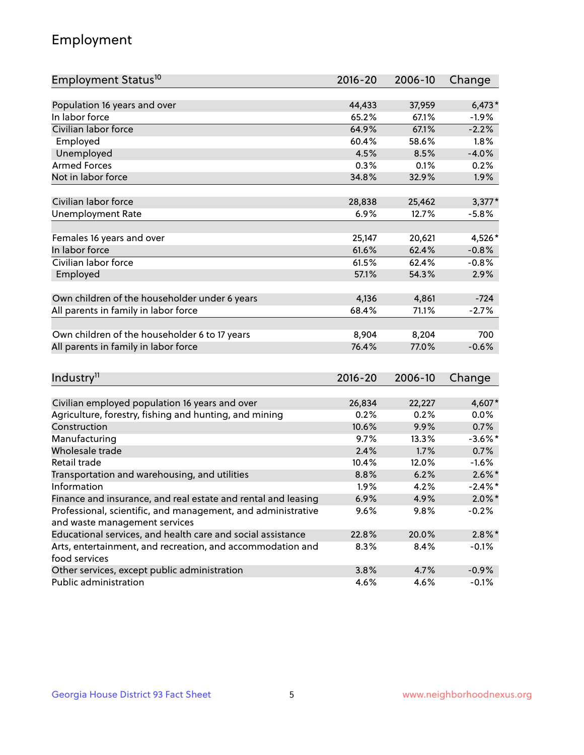## Employment

| Employment Status[10] | 2016-20 | 2006-10 | Change |
|---|---|---|---|
| Population 16 years and over | 44,433 | 37,959 | 6,473* |
| In labor force | 65.2% | 67.1% | -1.9% |
| Civilian labor force | 64.9% | 67.1% | -2.2% |
| Employed | 60.4% | 58.6% | 1.8% |
| Unemployed | 4.5% | 8.5% | -4.0% |
| Armed Forces | 0.3% | 0.1% | 0.2% |
| Not in labor force | 34.8% | 32.9% | 1.9% |
| | | | |
| Civilian labor force | 28,838 | 25,462 | 3,377* |
| Unemployment Rate | 6.9% | 12.7% | -5.8% |
| | | | |
| Females 16 years and over | 25,147 | 20,621 | 4,526* |
| In labor force | 61.6% | 62.4% | -0.8% |
| Civilian labor force | 61.5% | 62.4% | -0.8% |
| Employed | 57.1% | 54.3% | 2.9% |
| | | | |
| Own children of the householder under 6 years | 4,136 | 4,861 | -724 |
| All parents in family in labor force | 68.4% | 71.1% | -2.7% |
| | | | |
| Own children of the householder 6 to 17 years | 8,904 | 8,204 | 700 |
| All parents in family in labor force | 76.4% | 77.0% | -0.6% |

| Industry[11] | 2016-20 | 2006-10 | Change |
|---|---|---|---|
| Civilian employed population 16 years and over | 26,834 | 22,227 | 4,607* |
| Agriculture, forestry, fishing and hunting, and mining | 0.2% | 0.2% | 0.0% |
| Construction | 10.6% | 9.9% | 0.7% |
| Manufacturing | 9.7% | 13.3% | -3.6%* |
| Wholesale trade | 2.4% | 1.7% | 0.7% |
| Retail trade | 10.4% | 12.0% | -1.6% |
| Transportation and warehousing, and utilities | 8.8% | 6.2% | 2.6%* |
| Information | 1.9% | 4.2% | -2.4%* |
| Finance and insurance, and real estate and rental and leasing | 6.9% | 4.9% | 2.0%* |
| Professional, scientific, and management, and administrative and waste management services | 9.6% | 9.8% | -0.2% |
| Educational services, and health care and social assistance | 22.8% | 20.0% | 2.8%* |
| Arts, entertainment, and recreation, and accommodation and food services | 8.3% | 8.4% | -0.1% |
| Other services, except public administration | 3.8% | 4.7% | -0.9% |
| Public administration | 4.6% | 4.6% | -0.1% |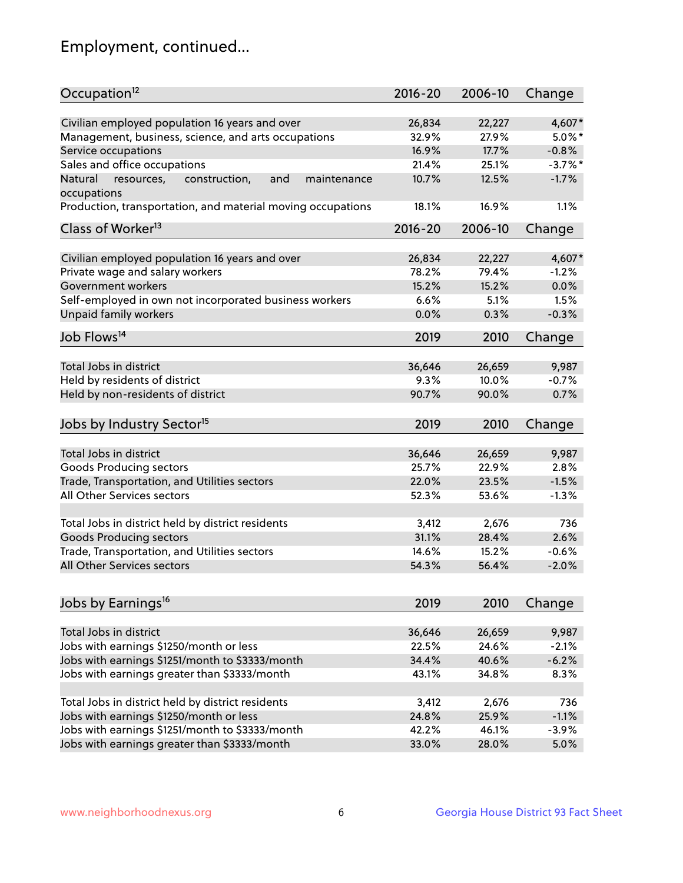# Employment, continued...

| Occupation[12] | 2016-20 | 2006-10 | Change |
|---|---|---|---|
| Civilian employed population 16 years and over | 26,834 | 22,227 | 4,607* |
| Management, business, science, and arts occupations | 32.9% | 27.9% | 5.0%* |
| Service occupations | 16.9% | 17.7% | -0.8% |
| Sales and office occupations | 21.4% | 25.1% | -3.7%* |
| Natural resources, construction, and maintenance occupations | 10.7% | 12.5% | -1.7% |
| Production, transportation, and material moving occupations | 18.1% | 16.9% | 1.1% |

| Class of Worker[13] | 2016-20 | 2006-10 | Change |
|---|---|---|---|
| Civilian employed population 16 years and over | 26,834 | 22,227 | 4,607* |
| Private wage and salary workers | 78.2% | 79.4% | -1.2% |
| Government workers | 15.2% | 15.2% | 0.0% |
| Self-employed in own not incorporated business workers | 6.6% | 5.1% | 1.5% |
| Unpaid family workers | 0.0% | 0.3% | -0.3% |

| Job Flows[14] | 2019 | 2010 | Change |
|---|---|---|---|
| Total Jobs in district | 36,646 | 26,659 | 9,987 |
| Held by residents of district | 9.3% | 10.0% | -0.7% |
| Held by non-residents of district | 90.7% | 90.0% | 0.7% |

| Jobs by Industry Sector[15] | 2019 | 2010 | Change |
|---|---|---|---|
| Total Jobs in district | 36,646 | 26,659 | 9,987 |
| Goods Producing sectors | 25.7% | 22.9% | 2.8% |
| Trade, Transportation, and Utilities sectors | 22.0% | 23.5% | -1.5% |
| All Other Services sectors | 52.3% | 53.6% | -1.3% |
| | | | |
| Total Jobs in district held by district residents | 3,412 | 2,676 | 736 |
| Goods Producing sectors | 31.1% | 28.4% | 2.6% |
| Trade, Transportation, and Utilities sectors | 14.6% | 15.2% | -0.6% |
| All Other Services sectors | 54.3% | 56.4% | -2.0% |

| Jobs by Earnings[16] | 2019 | 2010 | Change |
|---|---|---|---|
| Total Jobs in district | 36,646 | 26,659 | 9,987 |
| Jobs with earnings $1250/month or less | 22.5% | 24.6% | -2.1% |
| Jobs with earnings $1251/month to $3333/month | 34.4% | 40.6% | -6.2% |
| Jobs with earnings greater than $3333/month | 43.1% | 34.8% | 8.3% |
| | | | |
| Total Jobs in district held by district residents | 3,412 | 2,676 | 736 |
| Jobs with earnings $1250/month or less | 24.8% | 25.9% | -1.1% |
| Jobs with earnings $1251/month to $3333/month | 42.2% | 46.1% | -3.9% |
| Jobs with earnings greater than $3333/month | 33.0% | 28.0% | 5.0% |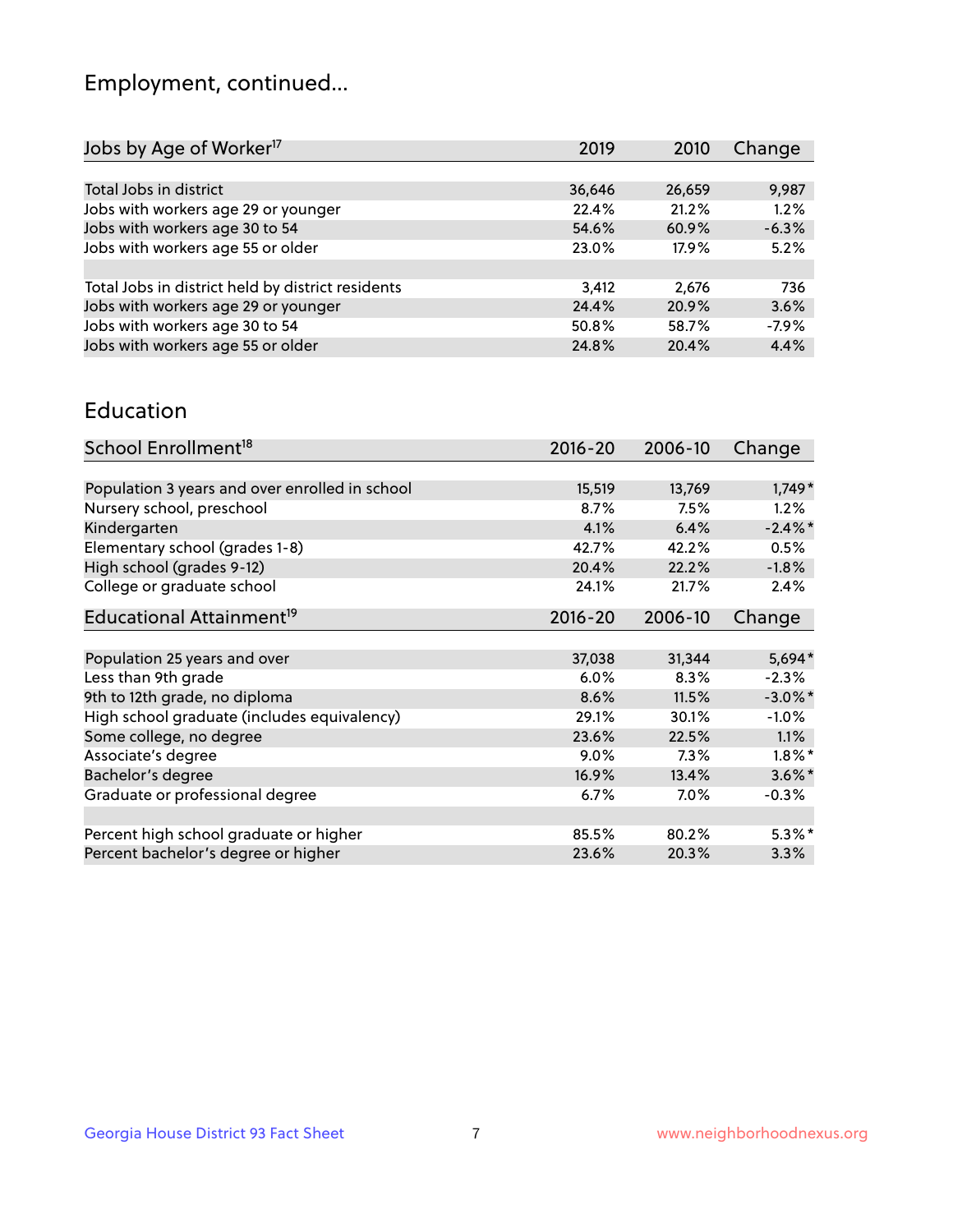## Employment, continued...

| Jobs by Age of Worker[17] | 2019 | 2010 | Change |
|---|---|---|---|
| Total Jobs in district | 36,646 | 26,659 | 9,987 |
| Jobs with workers age 29 or younger | 22.4% | 21.2% | 1.2% |
| Jobs with workers age 30 to 54 | 54.6% | 60.9% | -6.3% |
| Jobs with workers age 55 or older | 23.0% | 17.9% | 5.2% |
| | | | |
| Total Jobs in district held by district residents | 3,412 | 2,676 | 736 |
| Jobs with workers age 29 or younger | 24.4% | 20.9% | 3.6% |
| Jobs with workers age 30 to 54 | 50.8% | 58.7% | -7.9% |
| Jobs with workers age 55 or older | 24.8% | 20.4% | 4.4% |

## Education

| School Enrollment[18] | 2016-20 | 2006-10 | Change |
|---|---|---|---|
| Population 3 years and over enrolled in school | 15,519 | 13,769 | 1,749* |
| Nursery school, preschool | 8.7% | 7.5% | 1.2% |
| Kindergarten | 4.1% | 6.4% | -2.4%* |
| Elementary school (grades 1-8) | 42.7% | 42.2% | 0.5% |
| High school (grades 9-12) | 20.4% | 22.2% | -1.8% |
| College or graduate school | 24.1% | 21.7% | 2.4% |

| Educational Attainment[19] | 2016-20 | 2006-10 | Change |
|---|---|---|---|
| Population 25 years and over | 37,038 | 31,344 | 5,694* |
| Less than 9th grade | 6.0% | 8.3% | -2.3% |
| 9th to 12th grade, no diploma | 8.6% | 11.5% | -3.0%* |
| High school graduate (includes equivalency) | 29.1% | 30.1% | -1.0% |
| Some college, no degree | 23.6% | 22.5% | 1.1% |
| Associate's degree | 9.0% | 7.3% | 1.8%* |
| Bachelor's degree | 16.9% | 13.4% | 3.6%* |
| Graduate or professional degree | 6.7% | 7.0% | -0.3% |
| | | | |
| Percent high school graduate or higher | 85.5% | 80.2% | 5.3%* |
| Percent bachelor's degree or higher | 23.6% | 20.3% | 3.3% |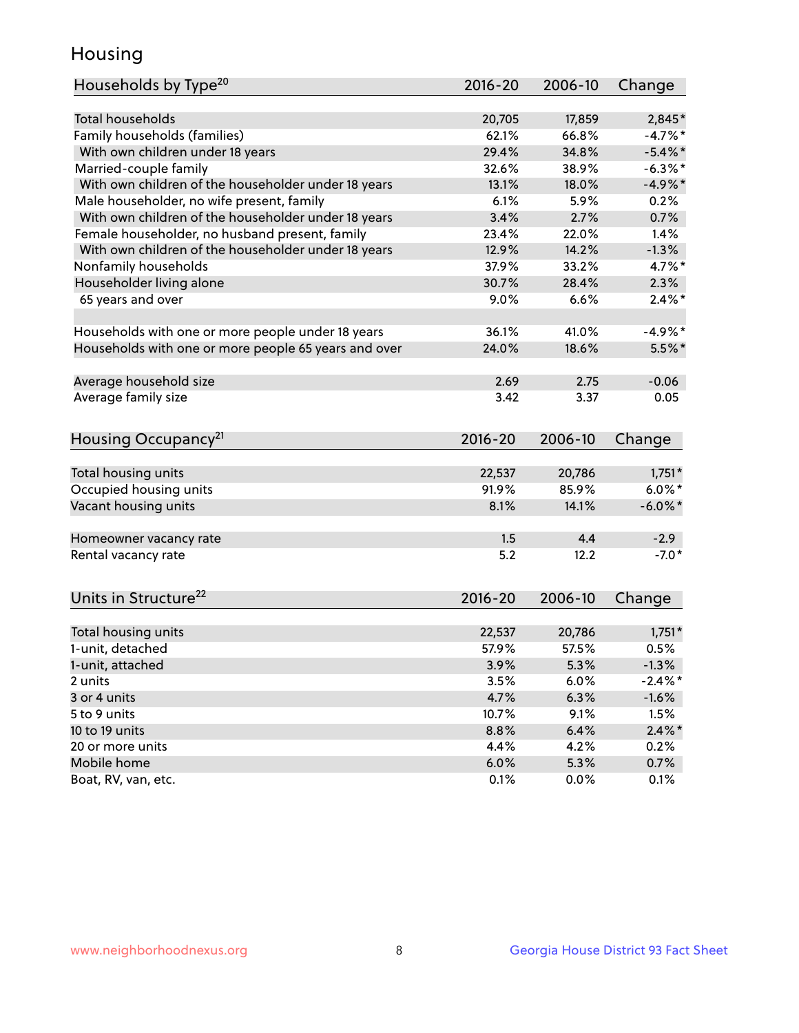# Housing

| Households by Type[20] | 2016-20 | 2006-10 | Change |
|---|---|---|---|
| Total households | 20,705 | 17,859 | 2,845* |
| Family households (families) | 62.1% | 66.8% | -4.7%* |
| With own children under 18 years | 29.4% | 34.8% | -5.4%* |
| Married-couple family | 32.6% | 38.9% | -6.3%* |
| With own children of the householder under 18 years | 13.1% | 18.0% | -4.9%* |
| Male householder, no wife present, family | 6.1% | 5.9% | 0.2% |
| With own children of the householder under 18 years | 3.4% | 2.7% | 0.7% |
| Female householder, no husband present, family | 23.4% | 22.0% | 1.4% |
| With own children of the householder under 18 years | 12.9% | 14.2% | -1.3% |
| Nonfamily households | 37.9% | 33.2% | 4.7%* |
| Householder living alone | 30.7% | 28.4% | 2.3% |
| 65 years and over | 9.0% | 6.6% | 2.4%* |
| | | | |
| Households with one or more people under 18 years | 36.1% | 41.0% | -4.9%* |
| Households with one or more people 65 years and over | 24.0% | 18.6% | 5.5%* |
| | | | |
| Average household size | 2.69 | 2.75 | -0.06 |
| Average family size | 3.42 | 3.37 | 0.05 |

| Housing Occupancy[21] | 2016-20 | 2006-10 | Change |
|---|---|---|---|
| Total housing units | 22,537 | 20,786 | 1,751* |
| Occupied housing units | 91.9% | 85.9% | 6.0%* |
| Vacant housing units | 8.1% | 14.1% | -6.0%* |
| | | | |
| Homeowner vacancy rate | 1.5 | 4.4 | -2.9 |
| Rental vacancy rate | 5.2 | 12.2 | -7.0* |

| Units in Structure[22] | 2016-20 | 2006-10 | Change |
|---|---|---|---|
| Total housing units | 22,537 | 20,786 | 1,751* |
| 1-unit, detached | 57.9% | 57.5% | 0.5% |
| 1-unit, attached | 3.9% | 5.3% | -1.3% |
| 2 units | 3.5% | 6.0% | -2.4%* |
| 3 or 4 units | 4.7% | 6.3% | -1.6% |
| 5 to 9 units | 10.7% | 9.1% | 1.5% |
| 10 to 19 units | 8.8% | 6.4% | 2.4%* |
| 20 or more units | 4.4% | 4.2% | 0.2% |
| Mobile home | 6.0% | 5.3% | 0.7% |
| Boat, RV, van, etc. | 0.1% | 0.0% | 0.1% |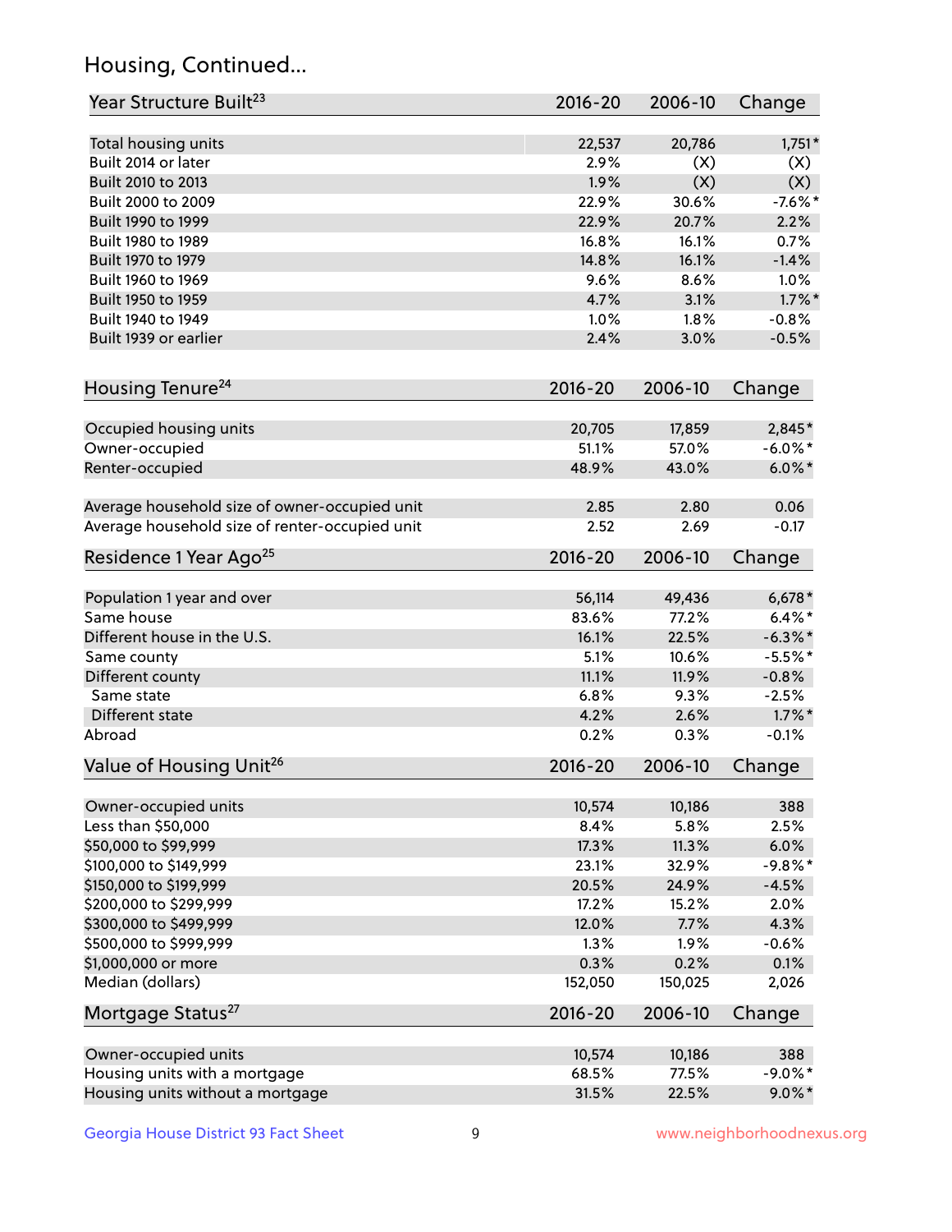## Housing, Continued...

| Year Structure Built[23] | 2016-20 | 2006-10 | Change |
|---|---|---|---|
| Total housing units | 22,537 | 20,786 | 1,751* |
| Built 2014 or later | 2.9% | (X) | (X) |
| Built 2010 to 2013 | 1.9% | (X) | (X) |
| Built 2000 to 2009 | 22.9% | 30.6% | -7.6%* |
| Built 1990 to 1999 | 22.9% | 20.7% | 2.2% |
| Built 1980 to 1989 | 16.8% | 16.1% | 0.7% |
| Built 1970 to 1979 | 14.8% | 16.1% | -1.4% |
| Built 1960 to 1969 | 9.6% | 8.6% | 1.0% |
| Built 1950 to 1959 | 4.7% | 3.1% | 1.7%* |
| Built 1940 to 1949 | 1.0% | 1.8% | -0.8% |
| Built 1939 or earlier | 2.4% | 3.0% | -0.5% |

| Housing Tenure[24] | 2016-20 | 2006-10 | Change |
|---|---|---|---|
| Occupied housing units | 20,705 | 17,859 | 2,845* |
| Owner-occupied | 51.1% | 57.0% | -6.0%* |
| Renter-occupied | 48.9% | 43.0% | 6.0%* |
| Average household size of owner-occupied unit | 2.85 | 2.80 | 0.06 |
| Average household size of renter-occupied unit | 2.52 | 2.69 | -0.17 |

| Residence 1 Year Ago[25] | 2016-20 | 2006-10 | Change |
|---|---|---|---|
| Population 1 year and over | 56,114 | 49,436 | 6,678* |
| Same house | 83.6% | 77.2% | 6.4%* |
| Different house in the U.S. | 16.1% | 22.5% | -6.3%* |
| Same county | 5.1% | 10.6% | -5.5%* |
| Different county | 11.1% | 11.9% | -0.8% |
| Same state | 6.8% | 9.3% | -2.5% |
| Different state | 4.2% | 2.6% | 1.7%* |
| Abroad | 0.2% | 0.3% | -0.1% |

| Value of Housing Unit[26] | 2016-20 | 2006-10 | Change |
|---|---|---|---|
| Owner-occupied units | 10,574 | 10,186 | 388 |
| Less than $50,000 | 8.4% | 5.8% | 2.5% |
| $50,000 to $99,999 | 17.3% | 11.3% | 6.0% |
| $100,000 to $149,999 | 23.1% | 32.9% | -9.8%* |
| $150,000 to $199,999 | 20.5% | 24.9% | -4.5% |
| $200,000 to $299,999 | 17.2% | 15.2% | 2.0% |
| $300,000 to $499,999 | 12.0% | 7.7% | 4.3% |
| $500,000 to $999,999 | 1.3% | 1.9% | -0.6% |
| $1,000,000 or more | 0.3% | 0.2% | 0.1% |
| Median (dollars) | 152,050 | 150,025 | 2,026 |

| Mortgage Status[27] | 2016-20 | 2006-10 | Change |
|---|---|---|---|
| Owner-occupied units | 10,574 | 10,186 | 388 |
| Housing units with a mortgage | 68.5% | 77.5% | -9.0%* |
| Housing units without a mortgage | 31.5% | 22.5% | 9.0%* |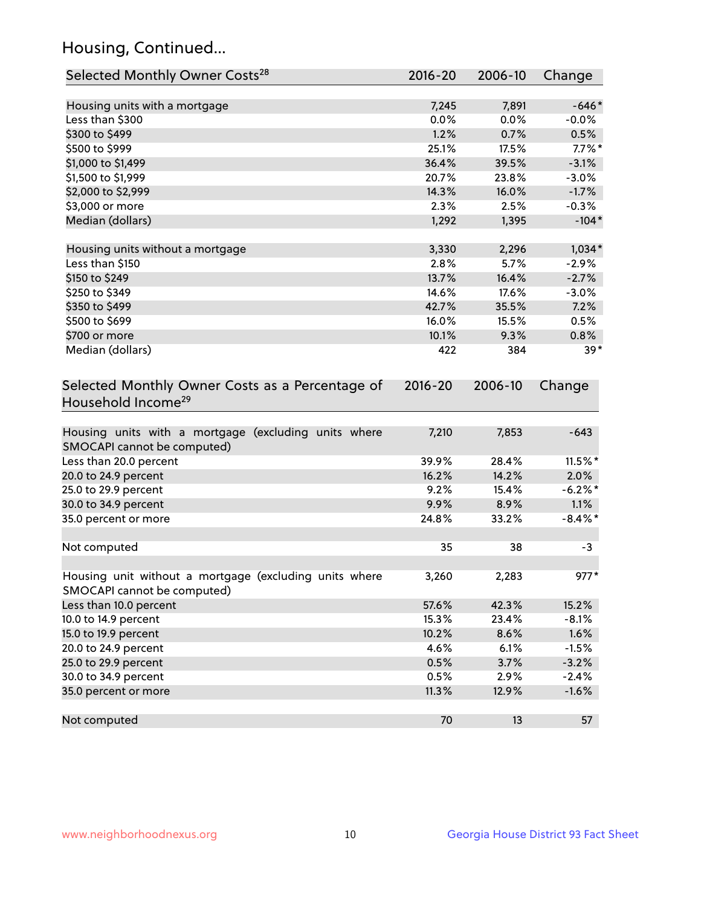## Housing, Continued...

| Selected Monthly Owner Costs[28] | 2016-20 | 2006-10 | Change |
|---|---|---|---|
| Housing units with a mortgage | 7,245 | 7,891 | -646* |
| Less than $300 | 0.0% | 0.0% | -0.0% |
| $300 to $499 | 1.2% | 0.7% | 0.5% |
| $500 to $999 | 25.1% | 17.5% | 7.7%* |
| $1,000 to $1,499 | 36.4% | 39.5% | -3.1% |
| $1,500 to $1,999 | 20.7% | 23.8% | -3.0% |
| $2,000 to $2,999 | 14.3% | 16.0% | -1.7% |
| $3,000 or more | 2.3% | 2.5% | -0.3% |
| Median (dollars) | 1,292 | 1,395 | -104* |
| | | | |
| Housing units without a mortgage | 3,330 | 2,296 | 1,034* |
| Less than $150 | 2.8% | 5.7% | -2.9% |
| $150 to $249 | 13.7% | 16.4% | -2.7% |
| $250 to $349 | 14.6% | 17.6% | -3.0% |
| $350 to $499 | 42.7% | 35.5% | 7.2% |
| $500 to $699 | 16.0% | 15.5% | 0.5% |
| $700 or more | 10.1% | 9.3% | 0.8% |
| Median (dollars) | 422 | 384 | 39* |

| Selected Monthly Owner Costs as a Percentage of Household Income[29] | 2016-20 | 2006-10 | Change |
|---|---|---|---|
| Housing units with a mortgage (excluding units where SMOCAPI cannot be computed) | 7,210 | 7,853 | -643 |
| Less than 20.0 percent | 39.9% | 28.4% | 11.5%* |
| 20.0 to 24.9 percent | 16.2% | 14.2% | 2.0% |
| 25.0 to 29.9 percent | 9.2% | 15.4% | -6.2%* |
| 30.0 to 34.9 percent | 9.9% | 8.9% | 1.1% |
| 35.0 percent or more | 24.8% | 33.2% | -8.4%* |
| | | | |
| Not computed | 35 | 38 | -3 |
| | | | |
| Housing unit without a mortgage (excluding units where SMOCAPI cannot be computed) | 3,260 | 2,283 | 977* |
| Less than 10.0 percent | 57.6% | 42.3% | 15.2% |
| 10.0 to 14.9 percent | 15.3% | 23.4% | -8.1% |
| 15.0 to 19.9 percent | 10.2% | 8.6% | 1.6% |
| 20.0 to 24.9 percent | 4.6% | 6.1% | -1.5% |
| 25.0 to 29.9 percent | 0.5% | 3.7% | -3.2% |
| 30.0 to 34.9 percent | 0.5% | 2.9% | -2.4% |
| 35.0 percent or more | 11.3% | 12.9% | -1.6% |
| | | | |
| Not computed | 70 | 13 | 57 |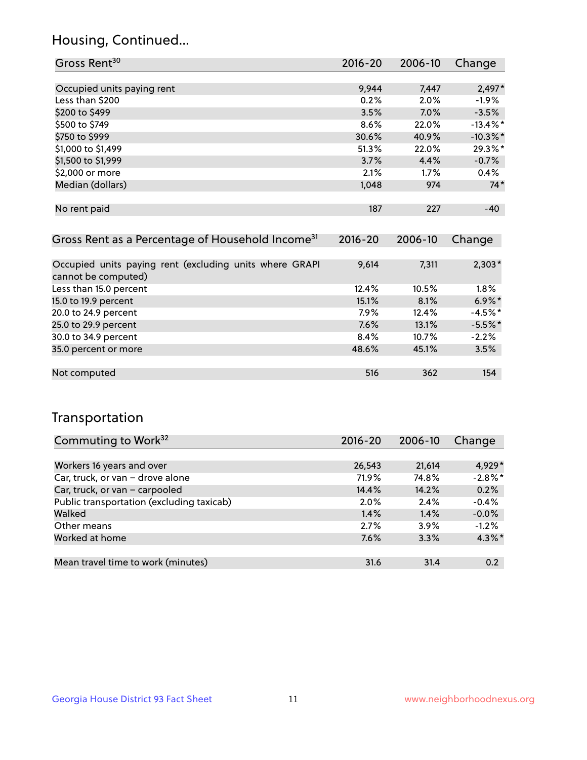## Housing, Continued...

| Gross Rent[30] | 2016-20 | 2006-10 | Change |
|---|---|---|---|
| Occupied units paying rent | 9,944 | 7,447 | 2,497* |
| Less than $200 | 0.2% | 2.0% | -1.9% |
| $200 to $499 | 3.5% | 7.0% | -3.5% |
| $500 to $749 | 8.6% | 22.0% | -13.4%* |
| $750 to $999 | 30.6% | 40.9% | -10.3%* |
| $1,000 to $1,499 | 51.3% | 22.0% | 29.3%* |
| $1,500 to $1,999 | 3.7% | 4.4% | -0.7% |
| $2,000 or more | 2.1% | 1.7% | 0.4% |
| Median (dollars) | 1,048 | 974 | 74* |
| No rent paid | 187 | 227 | -40 |

| Gross Rent as a Percentage of Household Income[31] | 2016-20 | 2006-10 | Change |
|---|---|---|---|
| Occupied units paying rent (excluding units where GRAPI cannot be computed) | 9,614 | 7,311 | 2,303* |
| Less than 15.0 percent | 12.4% | 10.5% | 1.8% |
| 15.0 to 19.9 percent | 15.1% | 8.1% | 6.9%* |
| 20.0 to 24.9 percent | 7.9% | 12.4% | -4.5%* |
| 25.0 to 29.9 percent | 7.6% | 13.1% | -5.5%* |
| 30.0 to 34.9 percent | 8.4% | 10.7% | -2.2% |
| 35.0 percent or more | 48.6% | 45.1% | 3.5% |
| Not computed | 516 | 362 | 154 |

## Transportation

| Commuting to Work[32] | 2016-20 | 2006-10 | Change |
|---|---|---|---|
| Workers 16 years and over | 26,543 | 21,614 | 4,929* |
| Car, truck, or van – drove alone | 71.9% | 74.8% | -2.8%* |
| Car, truck, or van – carpooled | 14.4% | 14.2% | 0.2% |
| Public transportation (excluding taxicab) | 2.0% | 2.4% | -0.4% |
| Walked | 1.4% | 1.4% | -0.0% |
| Other means | 2.7% | 3.9% | -1.2% |
| Worked at home | 7.6% | 3.3% | 4.3%* |
| Mean travel time to work (minutes) | 31.6 | 31.4 | 0.2 |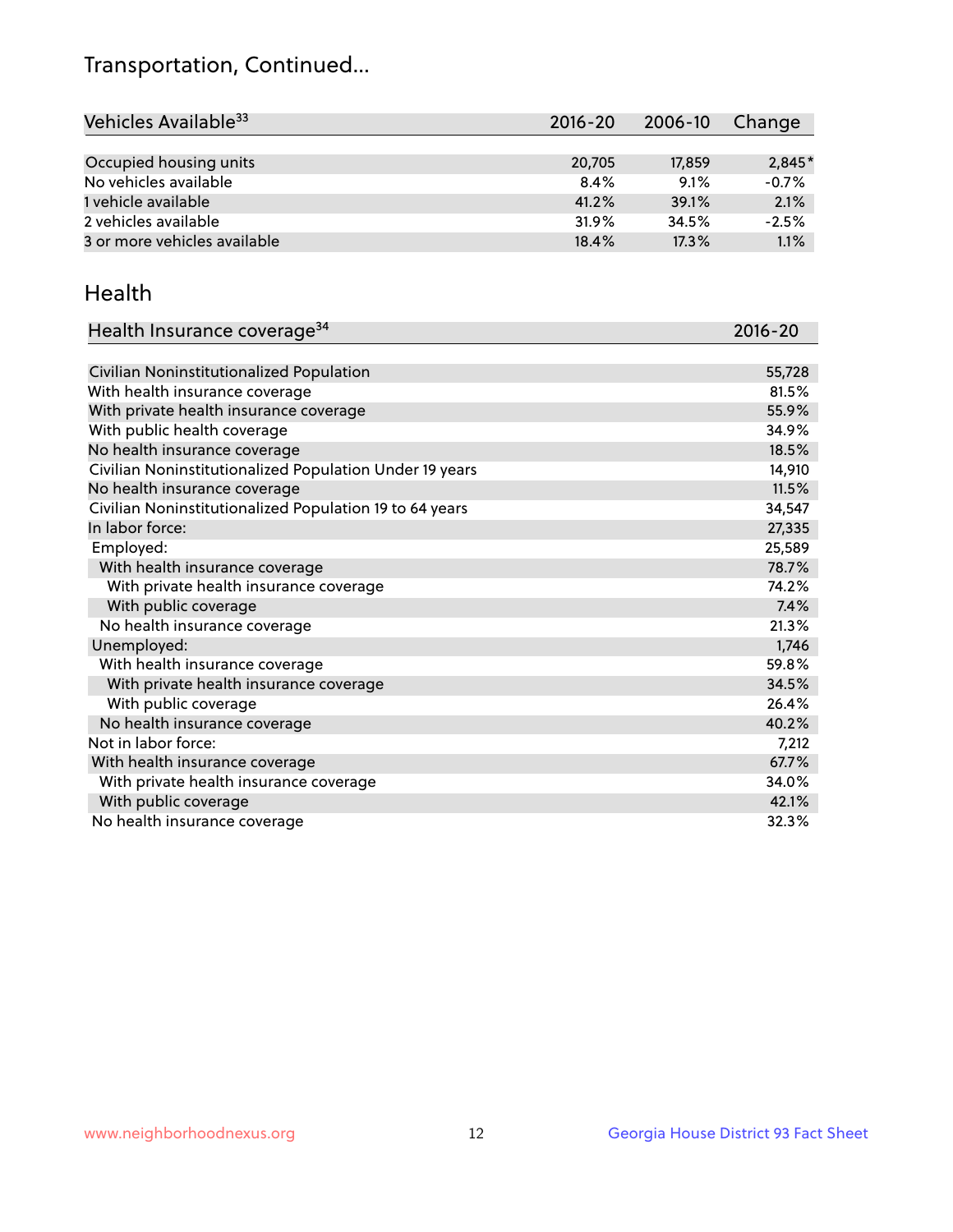# Transportation, Continued...

| Vehicles Available[33] | 2016-20 | 2006-10 | Change |
|---|---|---|---|
| Occupied housing units | 20,705 | 17,859 | 2,845* |
| No vehicles available | 8.4% | 9.1% | -0.7% |
| 1 vehicle available | 41.2% | 39.1% | 2.1% |
| 2 vehicles available | 31.9% | 34.5% | -2.5% |
| 3 or more vehicles available | 18.4% | 17.3% | 1.1% |

## Health

| Health Insurance coverage[34] | 2016-20 |
|---|---|
| Civilian Noninstitutionalized Population | 55,728 |
| With health insurance coverage | 81.5% |
| With private health insurance coverage | 55.9% |
| With public health coverage | 34.9% |
| No health insurance coverage | 18.5% |
| Civilian Noninstitutionalized Population Under 19 years | 14,910 |
| No health insurance coverage | 11.5% |
| Civilian Noninstitutionalized Population 19 to 64 years | 34,547 |
| In labor force: | 27,335 |
| Employed: | 25,589 |
| With health insurance coverage | 78.7% |
| With private health insurance coverage | 74.2% |
| With public coverage | 7.4% |
| No health insurance coverage | 21.3% |
| Unemployed: | 1,746 |
| With health insurance coverage | 59.8% |
| With private health insurance coverage | 34.5% |
| With public coverage | 26.4% |
| No health insurance coverage | 40.2% |
| Not in labor force: | 7,212 |
| With health insurance coverage | 67.7% |
| With private health insurance coverage | 34.0% |
| With public coverage | 42.1% |
| No health insurance coverage | 32.3% |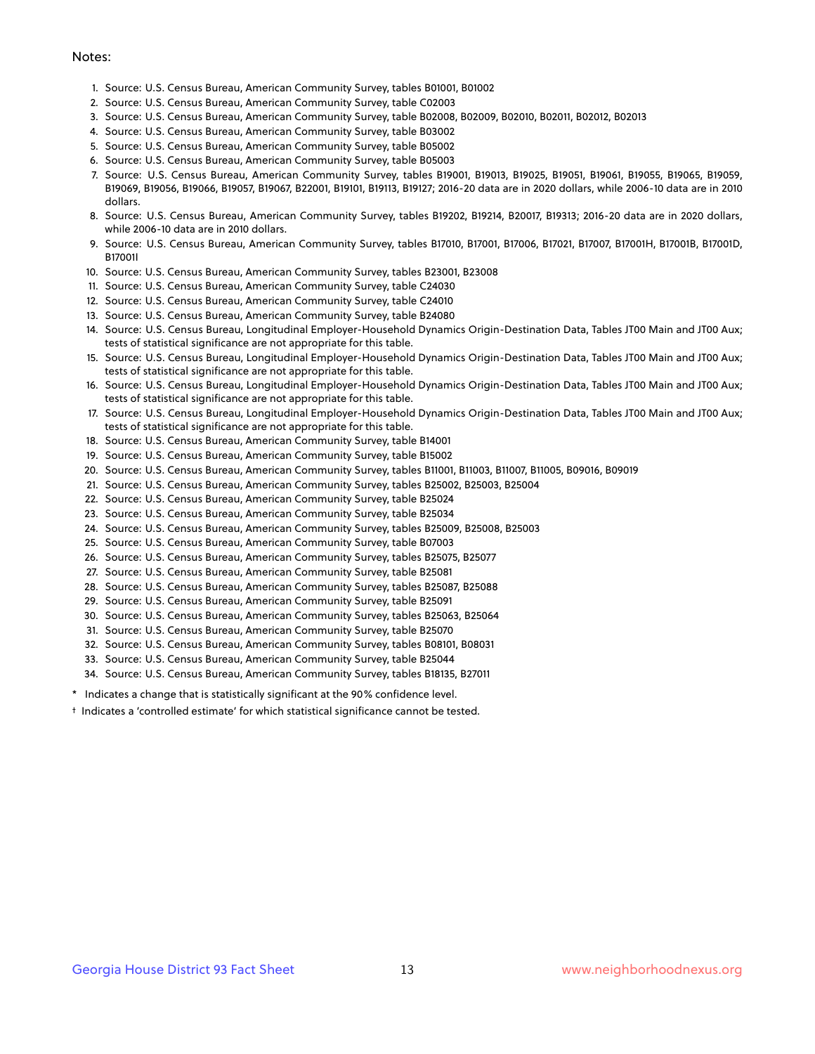Notes:

1. Source: U.S. Census Bureau, American Community Survey, tables B01001, B01002
2. Source: U.S. Census Bureau, American Community Survey, table C02003
3. Source: U.S. Census Bureau, American Community Survey, table B02008, B02009, B02010, B02011, B02012, B02013
4. Source: U.S. Census Bureau, American Community Survey, table B03002
5. Source: U.S. Census Bureau, American Community Survey, table B05002
6. Source: U.S. Census Bureau, American Community Survey, table B05003
7. Source: U.S. Census Bureau, American Community Survey, tables B19001, B19013, B19025, B19051, B19061, B19055, B19065, B19059, B19069, B19056, B19066, B19057, B19067, B22001, B19101, B19113, B19127; 2016-20 data are in 2020 dollars, while 2006-10 data are in 2010 dollars.
8. Source: U.S. Census Bureau, American Community Survey, tables B19202, B19214, B20017, B19313; 2016-20 data are in 2020 dollars, while 2006-10 data are in 2010 dollars.
9. Source: U.S. Census Bureau, American Community Survey, tables B17010, B17001, B17006, B17021, B17007, B17001H, B17001B, B17001D, B17001I
10. Source: U.S. Census Bureau, American Community Survey, tables B23001, B23008
11. Source: U.S. Census Bureau, American Community Survey, table C24030
12. Source: U.S. Census Bureau, American Community Survey, table C24010
13. Source: U.S. Census Bureau, American Community Survey, table B24080
14. Source: U.S. Census Bureau, Longitudinal Employer-Household Dynamics Origin-Destination Data, Tables JT00 Main and JT00 Aux; tests of statistical significance are not appropriate for this table.
15. Source: U.S. Census Bureau, Longitudinal Employer-Household Dynamics Origin-Destination Data, Tables JT00 Main and JT00 Aux; tests of statistical significance are not appropriate for this table.
16. Source: U.S. Census Bureau, Longitudinal Employer-Household Dynamics Origin-Destination Data, Tables JT00 Main and JT00 Aux; tests of statistical significance are not appropriate for this table.
17. Source: U.S. Census Bureau, Longitudinal Employer-Household Dynamics Origin-Destination Data, Tables JT00 Main and JT00 Aux; tests of statistical significance are not appropriate for this table.
18. Source: U.S. Census Bureau, American Community Survey, table B14001
19. Source: U.S. Census Bureau, American Community Survey, table B15002
20. Source: U.S. Census Bureau, American Community Survey, tables B11001, B11003, B11007, B11005, B09016, B09019
21. Source: U.S. Census Bureau, American Community Survey, tables B25002, B25003, B25004
22. Source: U.S. Census Bureau, American Community Survey, table B25024
23. Source: U.S. Census Bureau, American Community Survey, table B25034
24. Source: U.S. Census Bureau, American Community Survey, tables B25009, B25008, B25003
25. Source: U.S. Census Bureau, American Community Survey, table B07003
26. Source: U.S. Census Bureau, American Community Survey, tables B25075, B25077
27. Source: U.S. Census Bureau, American Community Survey, table B25081
28. Source: U.S. Census Bureau, American Community Survey, tables B25087, B25088
29. Source: U.S. Census Bureau, American Community Survey, table B25091
30. Source: U.S. Census Bureau, American Community Survey, tables B25063, B25064
31. Source: U.S. Census Bureau, American Community Survey, table B25070
32. Source: U.S. Census Bureau, American Community Survey, tables B08101, B08031
33. Source: U.S. Census Bureau, American Community Survey, table B25044
34. Source: U.S. Census Bureau, American Community Survey, tables B18135, B27011

\* Indicates a change that is statistically significant at the 90% confidence level.

† Indicates a 'controlled estimate' for which statistical significance cannot be tested.